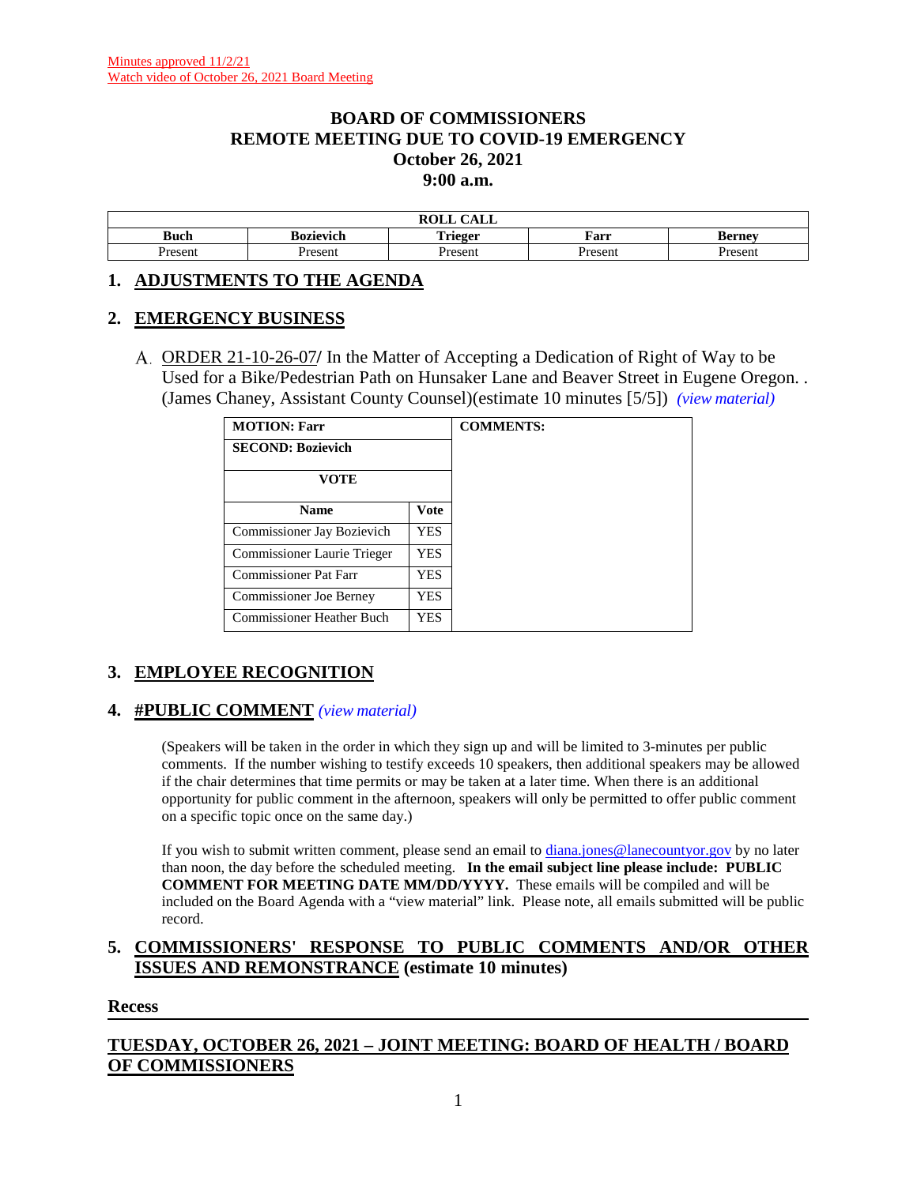Minutes approved 11/2/21
Watch video of October 26, 2021 Board Meeting

# BOARD OF COMMISSIONERS
# REMOTE MEETING DUE TO COVID-19 EMERGENCY
# October 26, 2021
# 9:00 a.m.

| ROLL CALL | | | | |
|---|---|---|---|---|
| **Buch** | **Bozievich** | **Trieger** | **Farr** | **Berney** |
| Present | Present | Present | Present | Present |

## 1. ADJUSTMENTS TO THE AGENDA

## 2. EMERGENCY BUSINESS

A. ORDER 21-10-26-07/ In the Matter of Accepting a Dedication of Right of Way to be Used for a Bike/Pedestrian Path on Hunsaker Lane and Beaver Street in Eugene Oregon. . (James Chaney, Assistant County Counsel)(estimate 10 minutes [5/5]) *(view material)*

| MOTION: Farr | | COMMENTS: |
|---|---|---|
| **SECOND: Bozievich** | | |
| **VOTE** | | |
| **Name** | **Vote** | |
| Commissioner Jay Bozievich | YES | |
| Commissioner Laurie Trieger | YES | |
| Commissioner Pat Farr | YES | |
| Commissioner Joe Berney | YES | |
| Commissioner Heather Buch | YES | |

## 3. EMPLOYEE RECOGNITION

## 4. #PUBLIC COMMENT *(view material)*

(Speakers will be taken in the order in which they sign up and will be limited to 3-minutes per public comments. If the number wishing to testify exceeds 10 speakers, then additional speakers may be allowed if the chair determines that time permits or may be taken at a later time. When there is an additional opportunity for public comment in the afternoon, speakers will only be permitted to offer public comment on a specific topic once on the same day.)

If you wish to submit written comment, please send an email to diana.jones@lanecountyor.gov by no later than noon, the day before the scheduled meeting. **In the email subject line please include: PUBLIC COMMENT FOR MEETING DATE MM/DD/YYYY.** These emails will be compiled and will be included on the Board Agenda with a "view material" link. Please note, all emails submitted will be public record.

## 5. COMMISSIONERS' RESPONSE TO PUBLIC COMMENTS AND/OR OTHER ISSUES AND REMONSTRANCE (estimate 10 minutes)

**Recess**

## TUESDAY, OCTOBER 26, 2021 – JOINT MEETING: BOARD OF HEALTH / BOARD OF COMMISSIONERS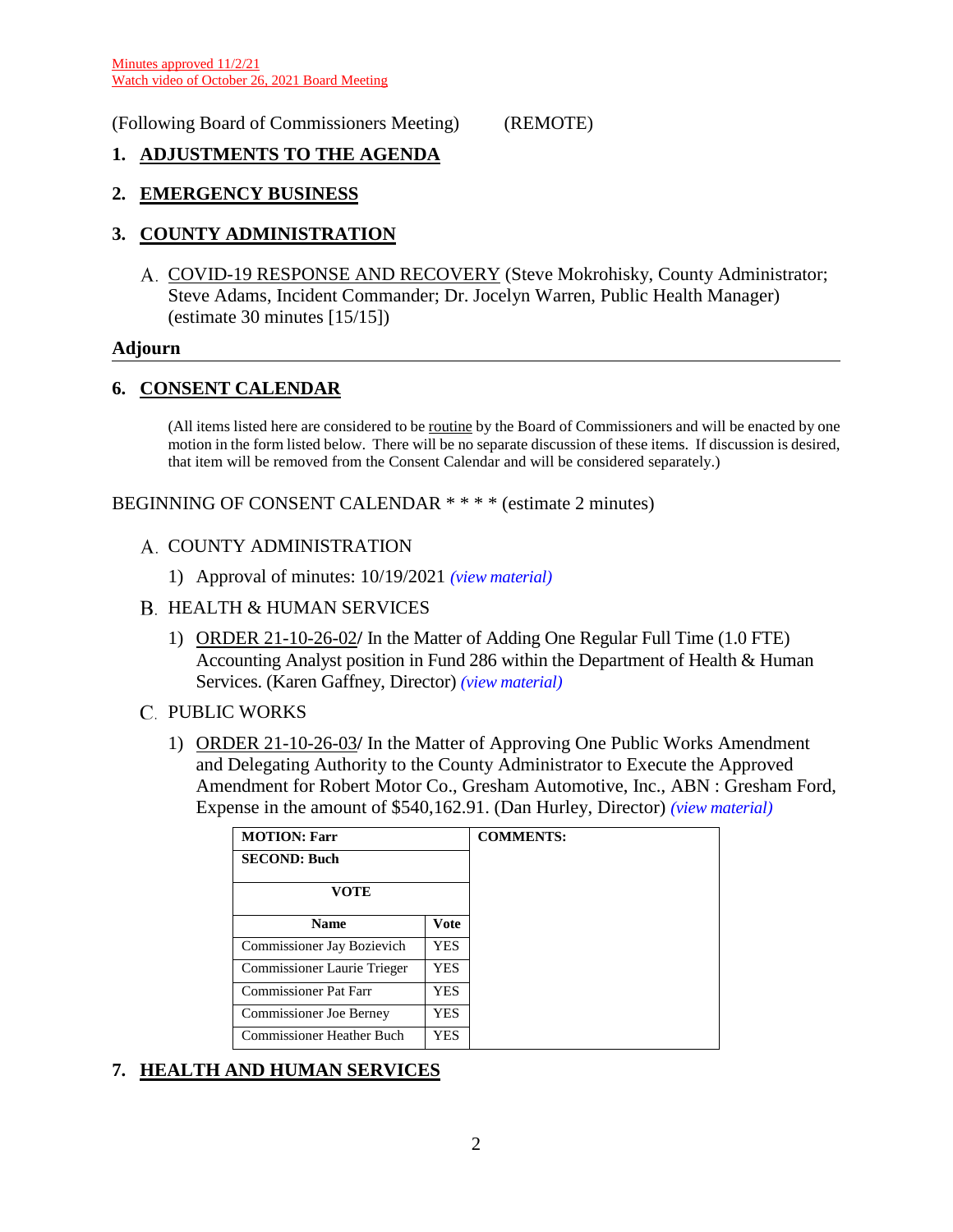Minutes approved 11/2/21
Watch video of October 26, 2021 Board Meeting

(Following Board of Commissioners Meeting) (REMOTE)

## 1. ADJUSTMENTS TO THE AGENDA

## 2. EMERGENCY BUSINESS

## 3. COUNTY ADMINISTRATION

A. COVID-19 RESPONSE AND RECOVERY (Steve Mokrohisky, County Administrator; Steve Adams, Incident Commander; Dr. Jocelyn Warren, Public Health Manager) (estimate 30 minutes [15/15])

**Adjourn**

---

## 6. CONSENT CALENDAR

(All items listed here are considered to be routine by the Board of Commissioners and will be enacted by one motion in the form listed below. There will be no separate discussion of these items. If discussion is desired, that item will be removed from the Consent Calendar and will be considered separately.)

BEGINNING OF CONSENT CALENDAR * * * * (estimate 2 minutes)

A. COUNTY ADMINISTRATION

1) Approval of minutes: 10/19/2021 *(view material)*

B. HEALTH & HUMAN SERVICES

1) ORDER 21-10-26-02**/** In the Matter of Adding One Regular Full Time (1.0 FTE) Accounting Analyst position in Fund 286 within the Department of Health & Human Services. (Karen Gaffney, Director) *(view material)*

C. PUBLIC WORKS

1) ORDER 21-10-26-03**/** In the Matter of Approving One Public Works Amendment and Delegating Authority to the County Administrator to Execute the Approved Amendment for Robert Motor Co., Gresham Automotive, Inc., ABN : Gresham Ford, Expense in the amount of $540,162.91. (Dan Hurley, Director) *(view material)*

| **MOTION: Farr** | | **COMMENTS:** |
|---|---|---|
| **SECOND: Buch** | | |
| **VOTE** | | |
| **Name** | **Vote** | |
| Commissioner Jay Bozievich | YES | |
| Commissioner Laurie Trieger | YES | |
| Commissioner Pat Farr | YES | |
| Commissioner Joe Berney | YES | |
| Commissioner Heather Buch | YES | |

## 7. HEALTH AND HUMAN SERVICES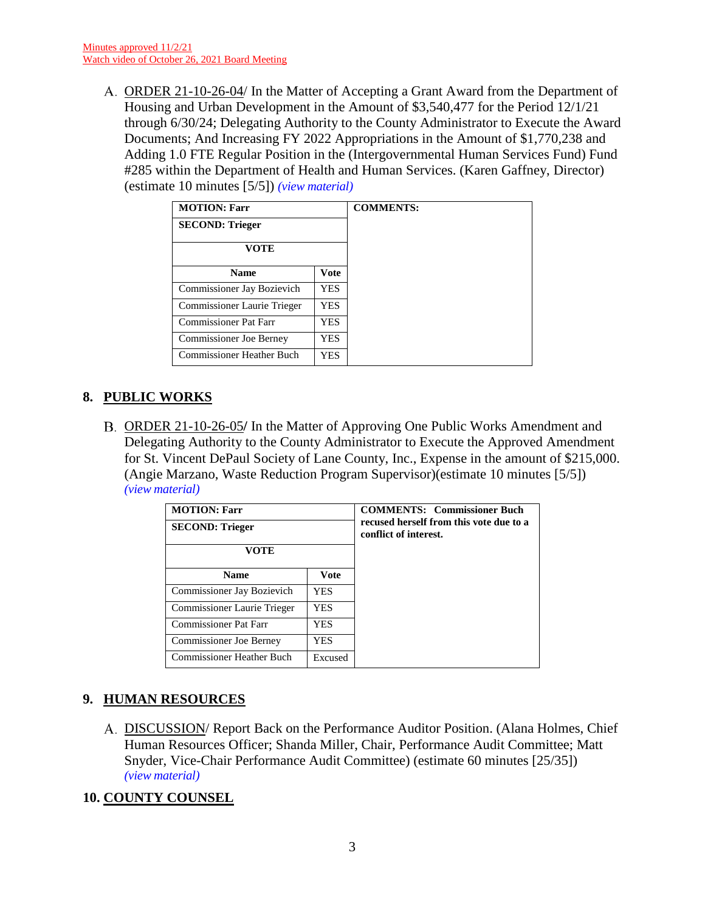Minutes approved 11/2/21
Watch video of October 26, 2021 Board Meeting

A. ORDER 21-10-26-04/ In the Matter of Accepting a Grant Award from the Department of Housing and Urban Development in the Amount of $3,540,477 for the Period 12/1/21 through 6/30/24; Delegating Authority to the County Administrator to Execute the Award Documents; And Increasing FY 2022 Appropriations in the Amount of $1,770,238 and Adding 1.0 FTE Regular Position in the (Intergovernmental Human Services Fund) Fund #285 within the Department of Health and Human Services. (Karen Gaffney, Director) (estimate 10 minutes [5/5]) *(view material)*

| **MOTION: Farr** | | **COMMENTS:** |
|---|---|---|
| **SECOND: Trieger** | | |
| **VOTE** | | |
| **Name** | **Vote** | |
| Commissioner Jay Bozievich | YES | |
| Commissioner Laurie Trieger | YES | |
| Commissioner Pat Farr | YES | |
| Commissioner Joe Berney | YES | |
| Commissioner Heather Buch | YES | |

## 8. PUBLIC WORKS

B. ORDER 21-10-26-05/ In the Matter of Approving One Public Works Amendment and Delegating Authority to the County Administrator to Execute the Approved Amendment for St. Vincent DePaul Society of Lane County, Inc., Expense in the amount of $215,000. (Angie Marzano, Waste Reduction Program Supervisor)(estimate 10 minutes [5/5]) *(view material)*

| **MOTION: Farr** | | **COMMENTS: Commissioner Buch recused herself from this vote due to a conflict of interest.** |
|---|---|---|
| **SECOND: Trieger** | | |
| **VOTE** | | |
| **Name** | **Vote** | |
| Commissioner Jay Bozievich | YES | |
| Commissioner Laurie Trieger | YES | |
| Commissioner Pat Farr | YES | |
| Commissioner Joe Berney | YES | |
| Commissioner Heather Buch | Excused | |

## 9. HUMAN RESOURCES

A. DISCUSSION/ Report Back on the Performance Auditor Position. (Alana Holmes, Chief Human Resources Officer; Shanda Miller, Chair, Performance Audit Committee; Matt Snyder, Vice-Chair Performance Audit Committee) (estimate 60 minutes [25/35]) *(view material)*

## 10. COUNTY COUNSEL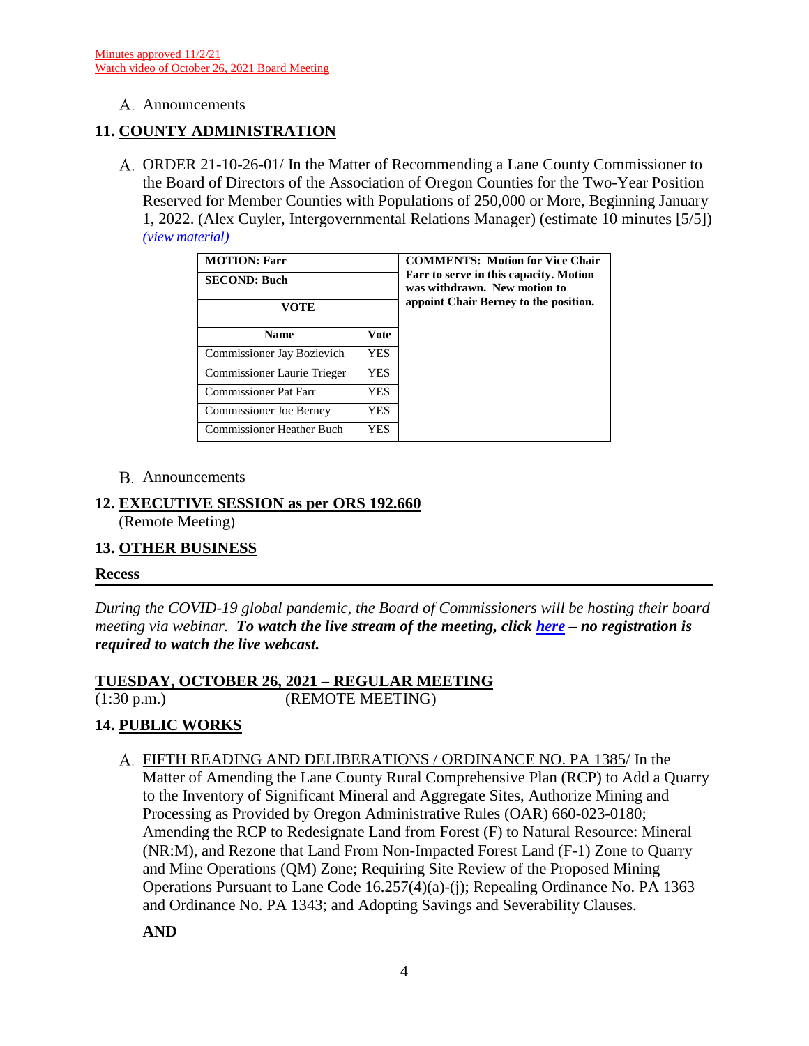Minutes approved 11/2/21
Watch video of October 26, 2021 Board Meeting

A. Announcements

## 11. COUNTY ADMINISTRATION

A. ORDER 21-10-26-01/ In the Matter of Recommending a Lane County Commissioner to the Board of Directors of the Association of Oregon Counties for the Two-Year Position Reserved for Member Counties with Populations of 250,000 or More, Beginning January 1, 2022. (Alex Cuyler, Intergovernmental Relations Manager) (estimate 10 minutes [5/5]) *(view material)*

| MOTION: Farr | | COMMENTS: Motion for Vice Chair Farr to serve in this capacity. Motion was withdrawn. New motion to appoint Chair Berney to the position. |
|---|---|---|
| SECOND: Buch | | |
| VOTE | | |
| Name | Vote | |
| Commissioner Jay Bozievich | YES | |
| Commissioner Laurie Trieger | YES | |
| Commissioner Pat Farr | YES | |
| Commissioner Joe Berney | YES | |
| Commissioner Heather Buch | YES | |

B. Announcements

## 12. EXECUTIVE SESSION as per ORS 192.660

(Remote Meeting)

## 13. OTHER BUSINESS

**Recess**

---

*During the COVID-19 global pandemic, the Board of Commissioners will be hosting their board meeting via webinar.* ***To watch the live stream of the meeting, click here – no registration is required to watch the live webcast.***

## TUESDAY, OCTOBER 26, 2021 – REGULAR MEETING

(1:30 p.m.) (REMOTE MEETING)

## 14. PUBLIC WORKS

A. FIFTH READING AND DELIBERATIONS / ORDINANCE NO. PA 1385/ In the Matter of Amending the Lane County Rural Comprehensive Plan (RCP) to Add a Quarry to the Inventory of Significant Mineral and Aggregate Sites, Authorize Mining and Processing as Provided by Oregon Administrative Rules (OAR) 660-023-0180; Amending the RCP to Redesignate Land from Forest (F) to Natural Resource: Mineral (NR:M), and Rezone that Land From Non-Impacted Forest Land (F-1) Zone to Quarry and Mine Operations (QM) Zone; Requiring Site Review of the Proposed Mining Operations Pursuant to Lane Code 16.257(4)(a)-(j); Repealing Ordinance No. PA 1363 and Ordinance No. PA 1343; and Adopting Savings and Severability Clauses.

**AND**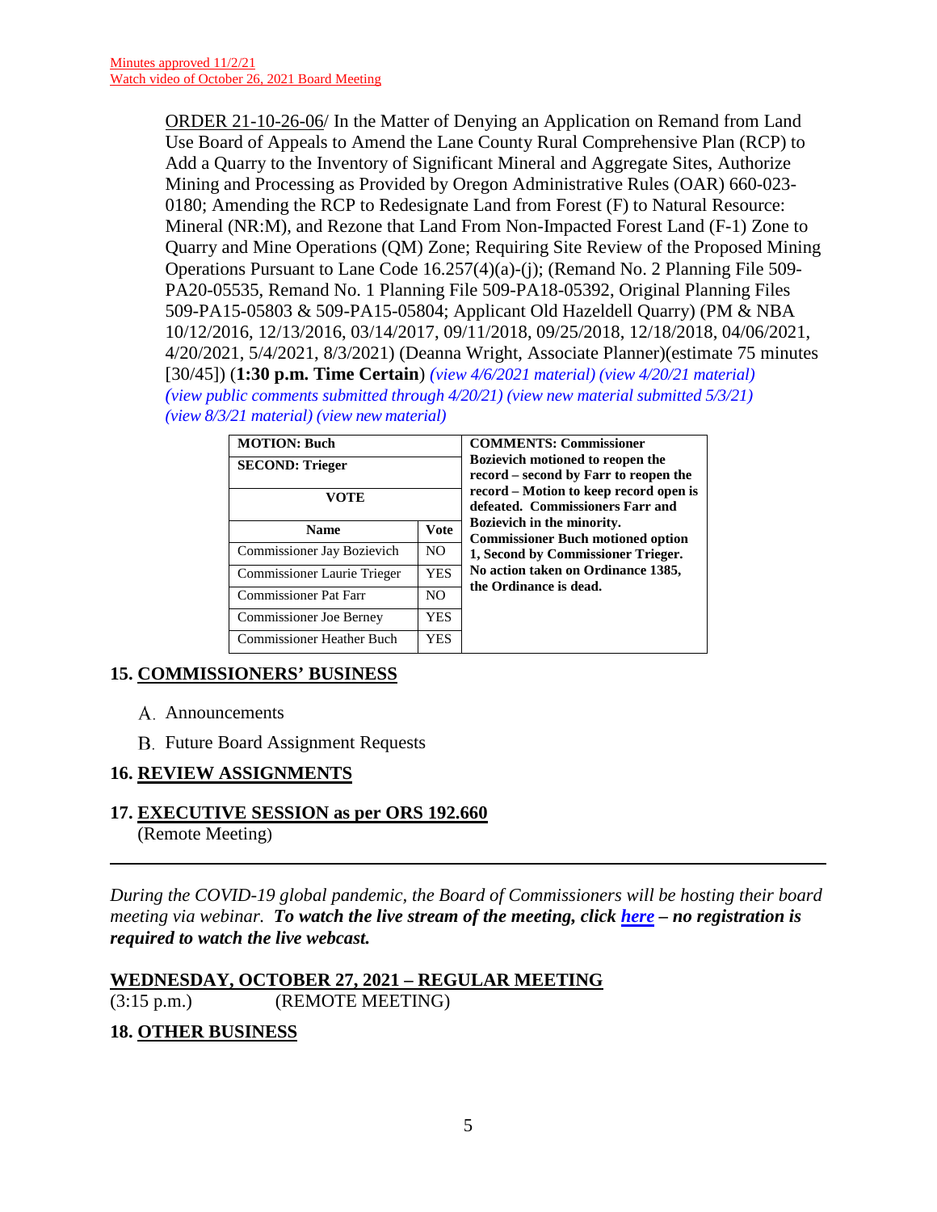Minutes approved 11/2/21
Watch video of October 26, 2021 Board Meeting

ORDER 21-10-26-06/ In the Matter of Denying an Application on Remand from Land Use Board of Appeals to Amend the Lane County Rural Comprehensive Plan (RCP) to Add a Quarry to the Inventory of Significant Mineral and Aggregate Sites, Authorize Mining and Processing as Provided by Oregon Administrative Rules (OAR) 660-023-0180; Amending the RCP to Redesignate Land from Forest (F) to Natural Resource: Mineral (NR:M), and Rezone that Land From Non-Impacted Forest Land (F-1) Zone to Quarry and Mine Operations (QM) Zone; Requiring Site Review of the Proposed Mining Operations Pursuant to Lane Code 16.257(4)(a)-(j); (Remand No. 2 Planning File 509-PA20-05535, Remand No. 1 Planning File 509-PA18-05392, Original Planning Files 509-PA15-05803 & 509-PA15-05804; Applicant Old Hazeldell Quarry) (PM & NBA 10/12/2016, 12/13/2016, 03/14/2017, 09/11/2018, 09/25/2018, 12/18/2018, 04/06/2021, 4/20/2021, 5/4/2021, 8/3/2021) (Deanna Wright, Associate Planner)(estimate 75 minutes [30/45]) (**1:30 p.m. Time Certain**) *(view 4/6/2021 material) (view 4/20/21 material) (view public comments submitted through 4/20/21) (view new material submitted 5/3/21) (view 8/3/21 material) (view new material)*

| **MOTION: Buch** | | **COMMENTS: Commissioner Bozievich motioned to reopen the record – second by Farr to reopen the record – Motion to keep record open is defeated. Commissioners Farr and Bozievich in the minority. Commissioner Buch motioned option 1, Second by Commissioner Trieger. No action taken on Ordinance 1385, the Ordinance is dead.** |
|---|---|---|
| **SECOND: Trieger** | | |
| **VOTE** | | |
| **Name** | **Vote** | |
| Commissioner Jay Bozievich | NO | |
| Commissioner Laurie Trieger | YES | |
| Commissioner Pat Farr | NO | |
| Commissioner Joe Berney | YES | |
| Commissioner Heather Buch | YES | |

## 15. COMMISSIONERS' BUSINESS

A. Announcements

B. Future Board Assignment Requests

## 16. REVIEW ASSIGNMENTS

## 17. EXECUTIVE SESSION as per ORS 192.660

(Remote Meeting)

---

*During the COVID-19 global pandemic, the Board of Commissioners will be hosting their board meeting via webinar. **To watch the live stream of the meeting, click here – no registration is required to watch the live webcast.***

## WEDNESDAY, OCTOBER 27, 2021 – REGULAR MEETING

(3:15 p.m.) (REMOTE MEETING)

## 18. OTHER BUSINESS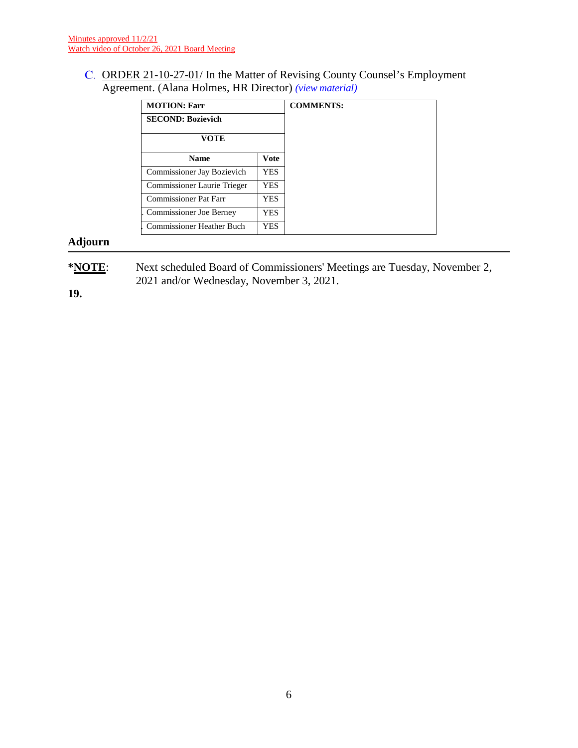Minutes approved 11/2/21
Watch video of October 26, 2021 Board Meeting

C. ORDER 21-10-27-01/ In the Matter of Revising County Counsel's Employment Agreement. (Alana Holmes, HR Director) *(view material)*

| **MOTION: Farr** | | **COMMENTS:** |
|---|---|---|
| **SECOND: Bozievich** | | |
| **VOTE** | | |
| **Name** | **Vote** | |
| Commissioner Jay Bozievich | YES | |
| Commissioner Laurie Trieger | YES | |
| Commissioner Pat Farr | YES | |
| Commissioner Joe Berney | YES | |
| Commissioner Heather Buch | YES | |

## Adjourn

***NOTE**: Next scheduled Board of Commissioners' Meetings are Tuesday, November 2, 2021 and/or Wednesday, November 3, 2021.

**19.**